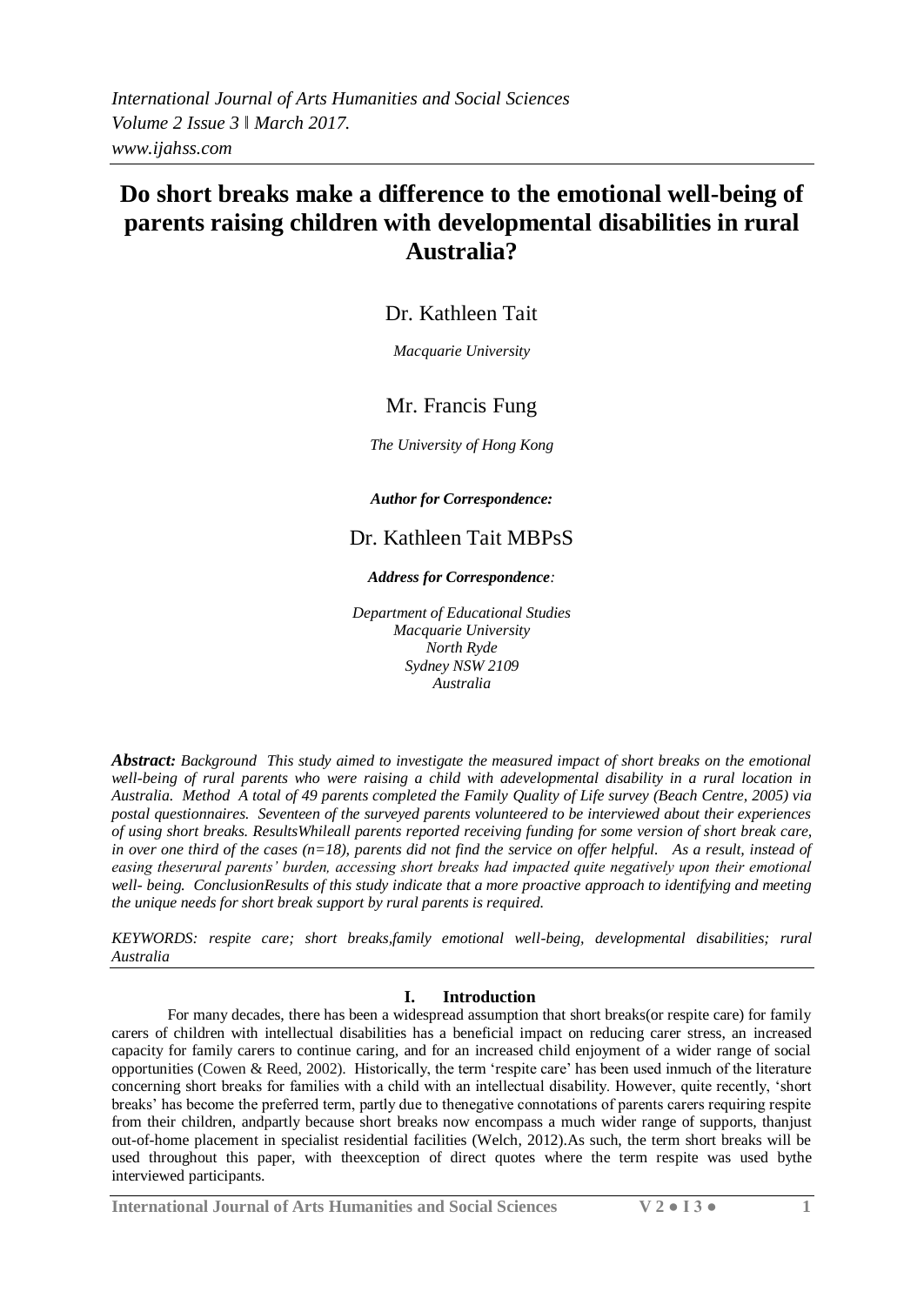*International Journal of Arts Humanities and Social Sciences*
*Volume 2 Issue 3 ǁ March 2017.*
*www.ijahss.com*

# Do short breaks make a difference to the emotional well-being of parents raising children with developmental disabilities in rural Australia?

Dr. Kathleen Tait

*Macquarie University*

Mr. Francis Fung

*The University of Hong Kong*

***Author for Correspondence:***

Dr. Kathleen Tait MBPsS

***Address for Correspondence:***

*Department of Educational Studies*
*Macquarie University*
*North Ryde*
*Sydney NSW 2109*
*Australia*

***Abstract:*** *Background This study aimed to investigate the measured impact of short breaks on the emotional well-being of rural parents who were raising a child with adevelopmental disability in a rural location in Australia. Method A total of 49 parents completed the Family Quality of Life survey (Beach Centre, 2005) via postal questionnaires. Seventeen of the surveyed parents volunteered to be interviewed about their experiences of using short breaks. ResultsWhileall parents reported receiving funding for some version of short break care, in over one third of the cases (n=18), parents did not find the service on offer helpful. As a result, instead of easing theserural parents' burden, accessing short breaks had impacted quite negatively upon their emotional well- being. ConclusionResults of this study indicate that a more proactive approach to identifying and meeting the unique needs for short break support by rural parents is required.*

*KEYWORDS: respite care; short breaks,family emotional well-being, developmental disabilities; rural Australia*

## I. Introduction

For many decades, there has been a widespread assumption that short breaks(or respite care) for family carers of children with intellectual disabilities has a beneficial impact on reducing carer stress, an increased capacity for family carers to continue caring, and for an increased child enjoyment of a wider range of social opportunities (Cowen & Reed, 2002). Historically, the term 'respite care' has been used inmuch of the literature concerning short breaks for families with a child with an intellectual disability. However, quite recently, 'short breaks' has become the preferred term, partly due to thenegative connotations of parents carers requiring respite from their children, andpartly because short breaks now encompass a much wider range of supports, thanjust out-of-home placement in specialist residential facilities (Welch, 2012).As such, the term short breaks will be used throughout this paper, with theexception of direct quotes where the term respite was used bythe interviewed participants.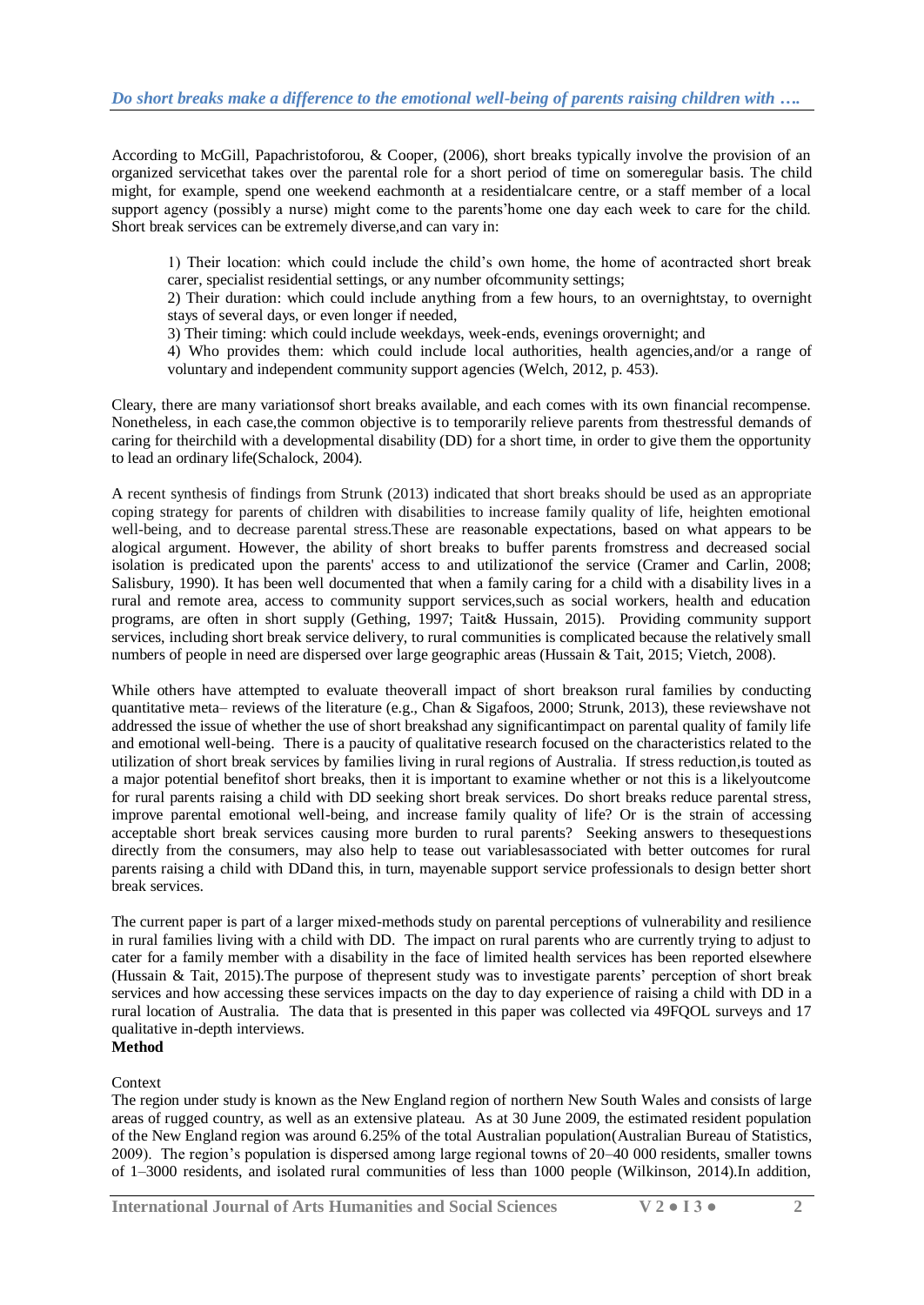According to McGill, Papachristoforou, & Cooper, (2006), short breaks typically involve the provision of an organized servicethat takes over the parental role for a short period of time on someregular basis. The child might, for example, spend one weekend eachmonth at a residentialcare centre, or a staff member of a local support agency (possibly a nurse) might come to the parents'home one day each week to care for the child. Short break services can be extremely diverse,and can vary in:

1) Their location: which could include the child's own home, the home of acontracted short break carer, specialist residential settings, or any number ofcommunity settings;
2) Their duration: which could include anything from a few hours, to an overnightstay, to overnight stays of several days, or even longer if needed,
3) Their timing: which could include weekdays, week-ends, evenings orovernight; and
4) Who provides them: which could include local authorities, health agencies,and/or a range of voluntary and independent community support agencies (Welch, 2012, p. 453).

Cleary, there are many variationsof short breaks available, and each comes with its own financial recompense. Nonetheless, in each case,the common objective is to temporarily relieve parents from thestressful demands of caring for theirchild with a developmental disability (DD) for a short time, in order to give them the opportunity to lead an ordinary life(Schalock, 2004).

A recent synthesis of findings from Strunk (2013) indicated that short breaks should be used as an appropriate coping strategy for parents of children with disabilities to increase family quality of life, heighten emotional well-being, and to decrease parental stress.These are reasonable expectations, based on what appears to be alogical argument. However, the ability of short breaks to buffer parents fromstress and decreased social isolation is predicated upon the parents' access to and utilizationof the service (Cramer and Carlin, 2008; Salisbury, 1990). It has been well documented that when a family caring for a child with a disability lives in a rural and remote area, access to community support services,such as social workers, health and education programs, are often in short supply (Gething, 1997; Tait& Hussain, 2015). Providing community support services, including short break service delivery, to rural communities is complicated because the relatively small numbers of people in need are dispersed over large geographic areas (Hussain & Tait, 2015; Vietch, 2008).

While others have attempted to evaluate theoverall impact of short breakson rural families by conducting quantitative meta– reviews of the literature (e.g., Chan & Sigafoos, 2000; Strunk, 2013), these reviewshave not addressed the issue of whether the use of short breakshad any significantimpact on parental quality of family life and emotional well-being. There is a paucity of qualitative research focused on the characteristics related to the utilization of short break services by families living in rural regions of Australia. If stress reduction,is touted as a major potential benefitof short breaks, then it is important to examine whether or not this is a likelyoutcome for rural parents raising a child with DD seeking short break services. Do short breaks reduce parental stress, improve parental emotional well-being, and increase family quality of life? Or is the strain of accessing acceptable short break services causing more burden to rural parents? Seeking answers to thesequestions directly from the consumers, may also help to tease out variablesassociated with better outcomes for rural parents raising a child with DDand this, in turn, mayenable support service professionals to design better short break services.

The current paper is part of a larger mixed-methods study on parental perceptions of vulnerability and resilience in rural families living with a child with DD. The impact on rural parents who are currently trying to adjust to cater for a family member with a disability in the face of limited health services has been reported elsewhere (Hussain & Tait, 2015).The purpose of thepresent study was to investigate parents' perception of short break services and how accessing these services impacts on the day to day experience of raising a child with DD in a rural location of Australia. The data that is presented in this paper was collected via 49FQOL surveys and 17 qualitative in-depth interviews.

**Method**

Context

The region under study is known as the New England region of northern New South Wales and consists of large areas of rugged country, as well as an extensive plateau. As at 30 June 2009, the estimated resident population of the New England region was around 6.25% of the total Australian population(Australian Bureau of Statistics, 2009). The region's population is dispersed among large regional towns of 20–40 000 residents, smaller towns of 1–3000 residents, and isolated rural communities of less than 1000 people (Wilkinson, 2014).In addition,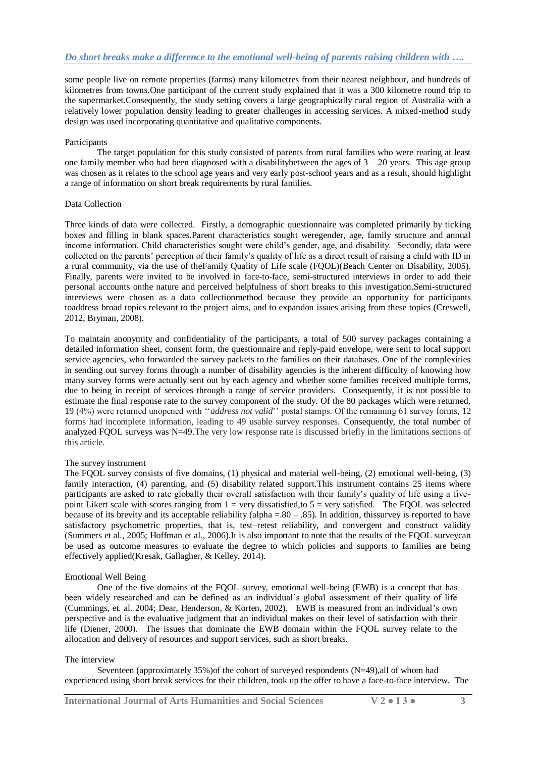some people live on remote properties (farms) many kilometres from their nearest neighbour, and hundreds of kilometres from towns.One participant of the current study explained that it was a 300 kilometre round trip to the supermarket.Consequently, the study setting covers a large geographically rural region of Australia with a relatively lower population density leading to greater challenges in accessing services. A mixed-method study design was used incorporating quantitative and qualitative components.

## Participants

The target population for this study consisted of parents from rural families who were rearing at least one family member who had been diagnosed with a disabilitybetween the ages of 3 – 20 years. This age group was chosen as it relates to the school age years and very early post-school years and as a result, should highlight a range of information on short break requirements by rural families.

## Data Collection

Three kinds of data were collected. Firstly, a demographic questionnaire was completed primarily by ticking boxes and filling in blank spaces.Parent characteristics sought weregender, age, family structure and annual income information. Child characteristics sought were child's gender, age, and disability. Secondly, data were collected on the parents' perception of their family's quality of life as a direct result of raising a child with ID in a rural community, via the use of theFamily Quality of Life scale (FQOL)(Beach Center on Disability, 2005). Finally, parents were invited to be involved in face-to-face, semi-structured interviews in order to add their personal accounts onthe nature and perceived helpfulness of short breaks to this investigation.Semi-structured interviews were chosen as a data collectionmethod because they provide an opportunity for participants toaddress broad topics relevant to the project aims, and to expandon issues arising from these topics (Creswell, 2012, Bryman, 2008).

To maintain anonymity and confidentiality of the participants, a total of 500 survey packages containing a detailed information sheet, consent form, the questionnaire and reply-paid envelope, were sent to local support service agencies, who forwarded the survey packets to the families on their databases. One of the complexities in sending out survey forms through a number of disability agencies is the inherent difficulty of knowing how many survey forms were actually sent out by each agency and whether some families received multiple forms, due to being in receipt of services through a range of service providers. Consequently, it is not possible to estimate the final response rate to the survey component of the study. Of the 80 packages which were returned, 19 (4%) were returned unopened with ''*address not valid*'' postal stamps. Of the remaining 61 survey forms, 12 forms had incomplete information, leading to 49 usable survey responses. Consequently, the total number of analyzed FQOL surveys was N=49.The very low response rate is discussed briefly in the limitations sections of this article.

## The survey instrument

The FQOL survey consists of five domains, (1) physical and material well-being, (2) emotional well-being, (3) family interaction, (4) parenting, and (5) disability related support.This instrument contains 25 items where participants are asked to rate globally their overall satisfaction with their family's quality of life using a five-point Likert scale with scores ranging from 1 = very dissatisfied,to 5 = very satisfied. The FQOL was selected because of its brevity and its acceptable reliability (alpha =.80 – .85). In addition, thissurvey is reported to have satisfactory psychometric properties, that is, test–retest reliability, and convergent and construct validity (Summers et al., 2005; Hoffman et al., 2006).It is also important to note that the results of the FQOL surveycan be used as outcome measures to evaluate the degree to which policies and supports to families are being effectively applied(Kresak, Gallagher, & Kelley, 2014).

## Emotional Well Being

One of the five domains of the FQOL survey, emotional well-being (EWB) is a concept that has been widely researched and can be defined as an individual's global assessment of their quality of life (Cummings, et. al. 2004; Dear, Henderson, & Korten, 2002). EWB is measured from an individual's own perspective and is the evaluative judgment that an individual makes on their level of satisfaction with their life (Diener, 2000). The issues that dominate the EWB domain within the FQOL survey relate to the allocation and delivery of resources and support services, such as short breaks.

## The interview

Seventeen (approximately 35%)of the cohort of surveyed respondents (N=49),all of whom had experienced using short break services for their children, took up the offer to have a face-to-face interview. The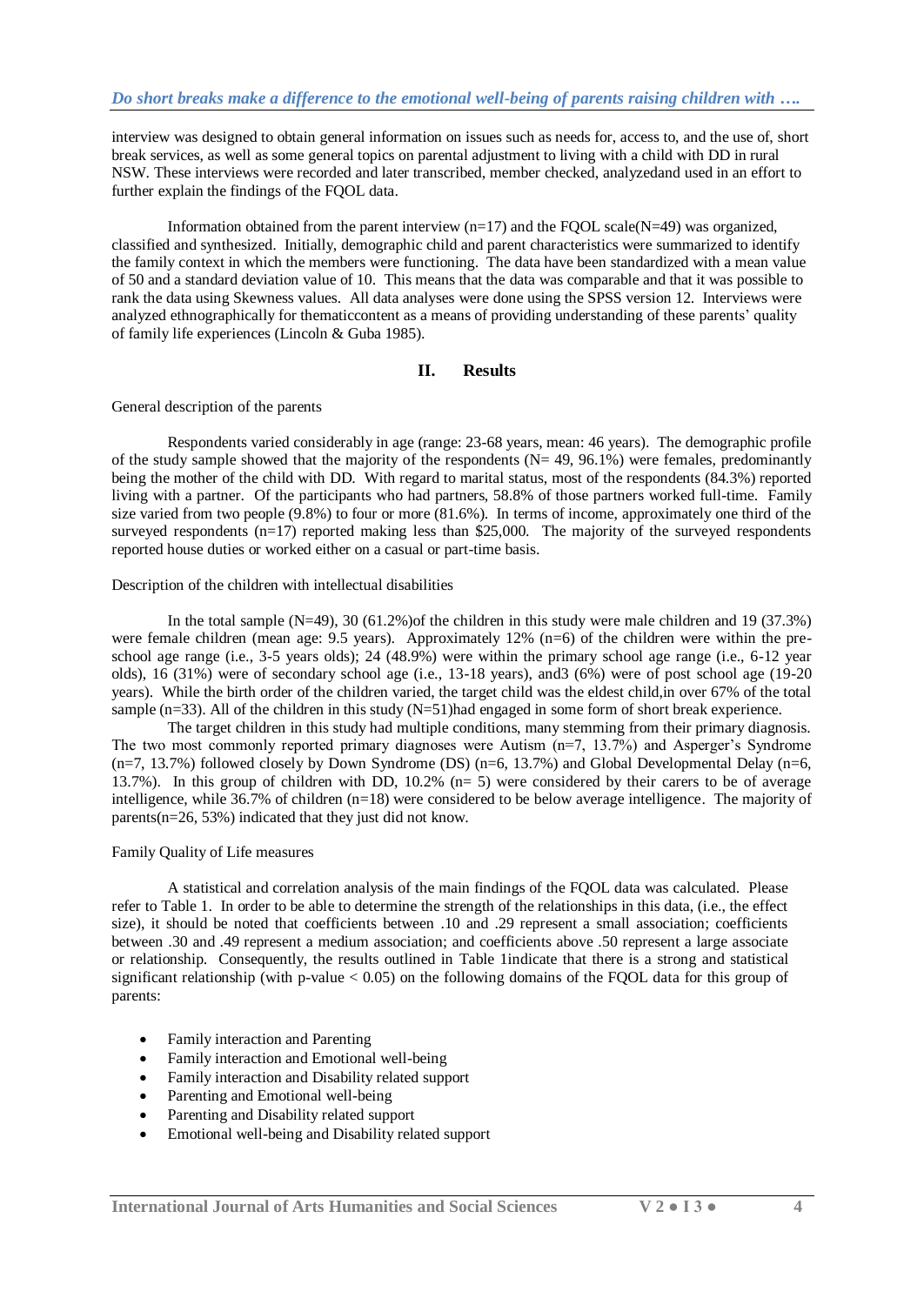interview was designed to obtain general information on issues such as needs for, access to, and the use of, short break services, as well as some general topics on parental adjustment to living with a child with DD in rural NSW. These interviews were recorded and later transcribed, member checked, analyzedand used in an effort to further explain the findings of the FQOL data.

Information obtained from the parent interview (n=17) and the FQOL scale(N=49) was organized, classified and synthesized. Initially, demographic child and parent characteristics were summarized to identify the family context in which the members were functioning. The data have been standardized with a mean value of 50 and a standard deviation value of 10. This means that the data was comparable and that it was possible to rank the data using Skewness values. All data analyses were done using the SPSS version 12. Interviews were analyzed ethnographically for thematiccontent as a means of providing understanding of these parents' quality of family life experiences (Lincoln & Guba 1985).

## II. Results

General description of the parents

Respondents varied considerably in age (range: 23-68 years, mean: 46 years). The demographic profile of the study sample showed that the majority of the respondents (N= 49, 96.1%) were females, predominantly being the mother of the child with DD. With regard to marital status, most of the respondents (84.3%) reported living with a partner. Of the participants who had partners, 58.8% of those partners worked full-time. Family size varied from two people (9.8%) to four or more (81.6%). In terms of income, approximately one third of the surveyed respondents (n=17) reported making less than $25,000. The majority of the surveyed respondents reported house duties or worked either on a casual or part-time basis.

Description of the children with intellectual disabilities

In the total sample (N=49), 30 (61.2%)of the children in this study were male children and 19 (37.3%) were female children (mean age: 9.5 years). Approximately 12% (n=6) of the children were within the pre-school age range (i.e., 3-5 years olds); 24 (48.9%) were within the primary school age range (i.e., 6-12 year olds), 16 (31%) were of secondary school age (i.e., 13-18 years), and3 (6%) were of post school age (19-20 years). While the birth order of the children varied, the target child was the eldest child,in over 67% of the total sample (n=33). All of the children in this study (N=51)had engaged in some form of short break experience.

The target children in this study had multiple conditions, many stemming from their primary diagnosis. The two most commonly reported primary diagnoses were Autism (n=7, 13.7%) and Asperger's Syndrome (n=7, 13.7%) followed closely by Down Syndrome (DS) (n=6, 13.7%) and Global Developmental Delay (n=6, 13.7%). In this group of children with DD, 10.2% (n= 5) were considered by their carers to be of average intelligence, while 36.7% of children (n=18) were considered to be below average intelligence. The majority of parents(n=26, 53%) indicated that they just did not know.

Family Quality of Life measures

A statistical and correlation analysis of the main findings of the FQOL data was calculated. Please refer to Table 1. In order to be able to determine the strength of the relationships in this data, (i.e., the effect size), it should be noted that coefficients between .10 and .29 represent a small association; coefficients between .30 and .49 represent a medium association; and coefficients above .50 represent a large associate or relationship. Consequently, the results outlined in Table 1indicate that there is a strong and statistical significant relationship (with p-value $< 0.05$) on the following domains of the FQOL data for this group of parents:

- Family interaction and Parenting
- Family interaction and Emotional well-being
- Family interaction and Disability related support
- Parenting and Emotional well-being
- Parenting and Disability related support
- Emotional well-being and Disability related support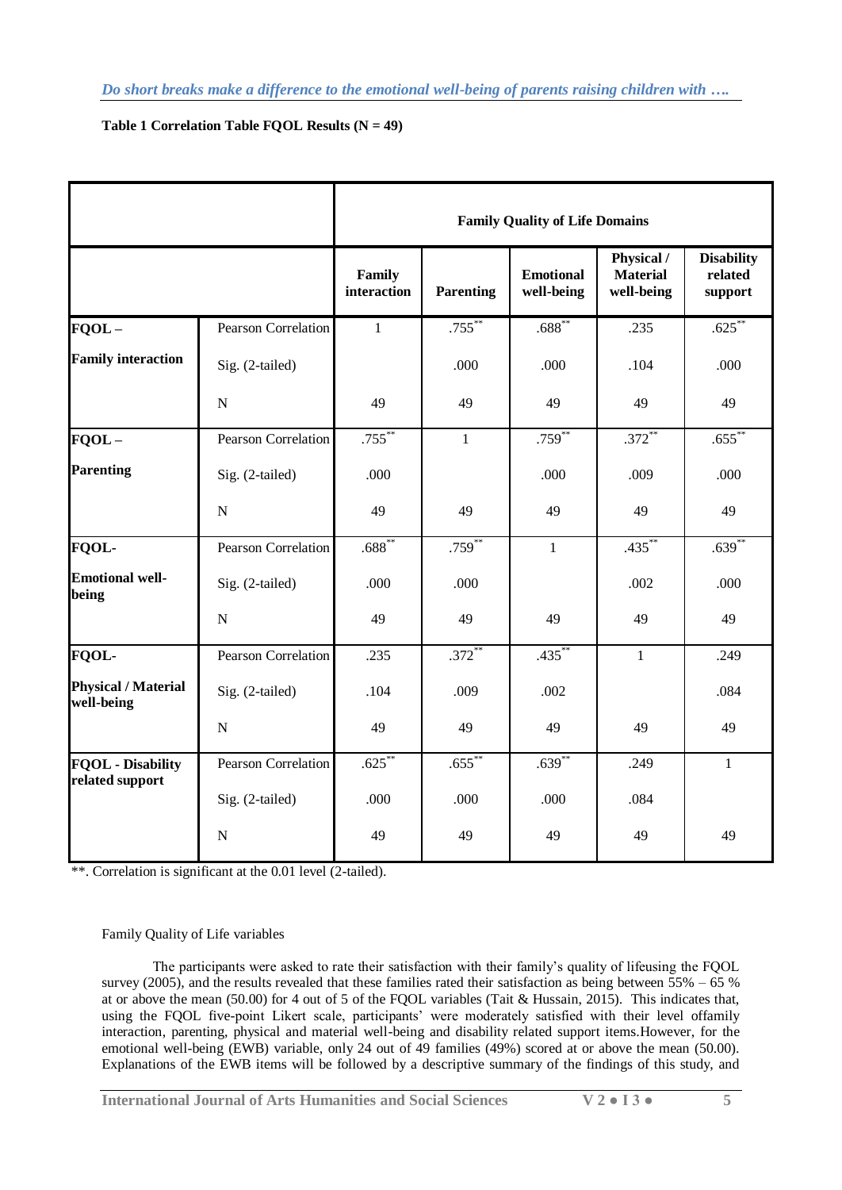**Table 1 Correlation Table FQOL Results (N = 49)**

| | | Family Quality of Life Domains | | | | |
|---|---|---|---|---|---|---|
| | | Family interaction | Parenting | Emotional well-being | Physical / Material well-being | Disability related support |
| **FQOL – Family interaction** | Pearson Correlation | 1 | .755** | .688** | .235 | .625** |
| | Sig. (2-tailed) | | .000 | .000 | .104 | .000 |
| | N | 49 | 49 | 49 | 49 | 49 |
| **FQOL – Parenting** | Pearson Correlation | .755** | 1 | .759** | .372** | .655** |
| | Sig. (2-tailed) | .000 | | .000 | .009 | .000 |
| | N | 49 | 49 | 49 | 49 | 49 |
| **FQOL- Emotional well-being** | Pearson Correlation | .688** | .759** | 1 | .435** | .639** |
| | Sig. (2-tailed) | .000 | .000 | | .002 | .000 |
| | N | 49 | 49 | 49 | 49 | 49 |
| **FQOL- Physical / Material well-being** | Pearson Correlation | .235 | .372** | .435** | 1 | .249 |
| | Sig. (2-tailed) | .104 | .009 | .002 | | .084 |
| | N | 49 | 49 | 49 | 49 | 49 |
| **FQOL - Disability related support** | Pearson Correlation | .625** | .655** | .639** | .249 | 1 |
| | Sig. (2-tailed) | .000 | .000 | .000 | .084 | |
| | N | 49 | 49 | 49 | 49 | 49 |

**. Correlation is significant at the 0.01 level (2-tailed).

Family Quality of Life variables

The participants were asked to rate their satisfaction with their family's quality of lifeusing the FQOL survey (2005), and the results revealed that these families rated their satisfaction as being between 55% – 65 % at or above the mean (50.00) for 4 out of 5 of the FQOL variables (Tait & Hussain, 2015). This indicates that, using the FQOL five-point Likert scale, participants' were moderately satisfied with their level offamily interaction, parenting, physical and material well-being and disability related support items.However, for the emotional well-being (EWB) variable, only 24 out of 49 families (49%) scored at or above the mean (50.00). Explanations of the EWB items will be followed by a descriptive summary of the findings of this study, and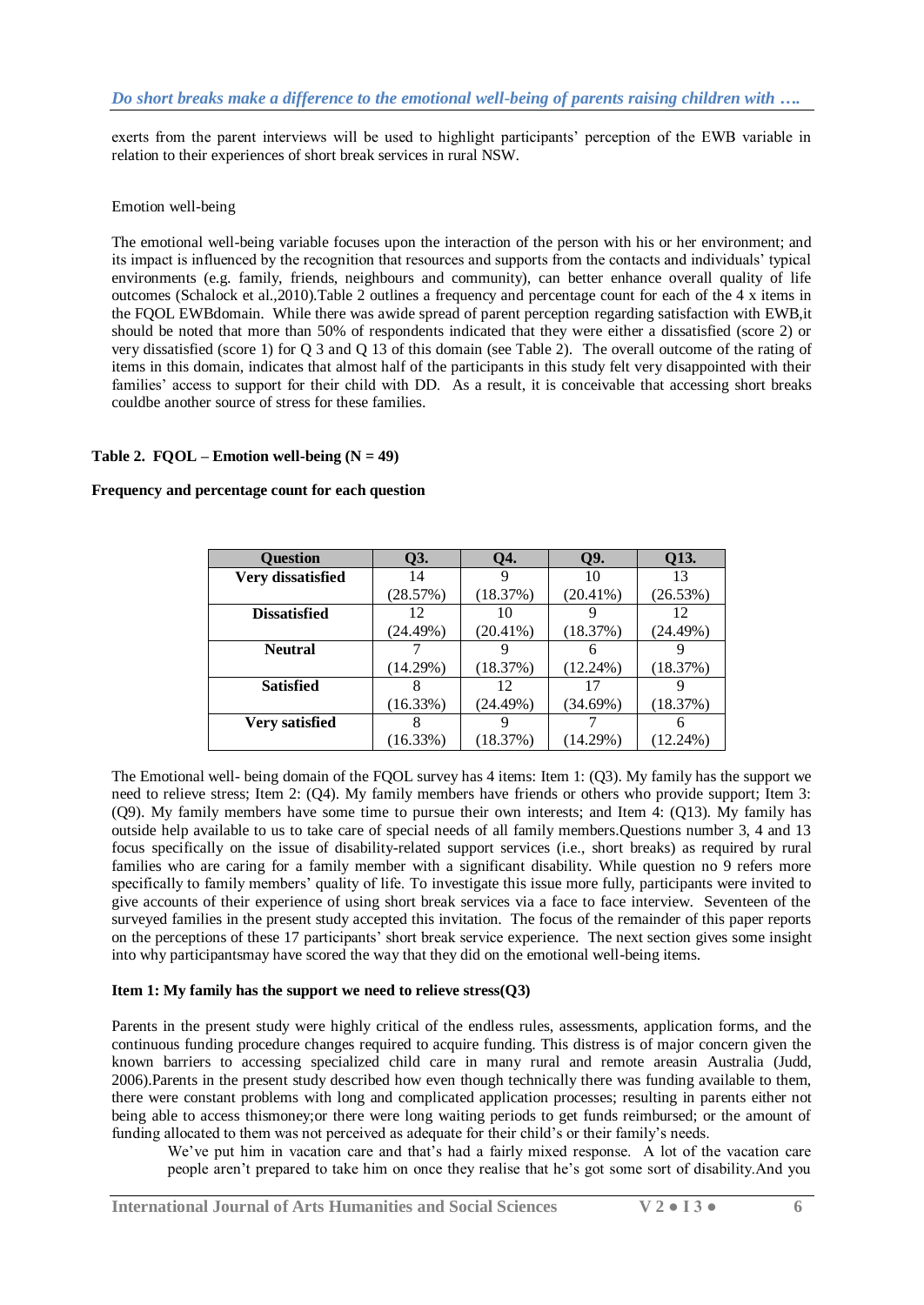exerts from the parent interviews will be used to highlight participants' perception of the EWB variable in relation to their experiences of short break services in rural NSW.

Emotion well-being

The emotional well-being variable focuses upon the interaction of the person with his or her environment; and its impact is influenced by the recognition that resources and supports from the contacts and individuals' typical environments (e.g. family, friends, neighbours and community), can better enhance overall quality of life outcomes (Schalock et al.,2010).Table 2 outlines a frequency and percentage count for each of the 4 x items in the FQOL EWBdomain. While there was awide spread of parent perception regarding satisfaction with EWB,it should be noted that more than 50% of respondents indicated that they were either a dissatisfied (score 2) or very dissatisfied (score 1) for Q 3 and Q 13 of this domain (see Table 2). The overall outcome of the rating of items in this domain, indicates that almost half of the participants in this study felt very disappointed with their families' access to support for their child with DD. As a result, it is conceivable that accessing short breaks couldbe another source of stress for these families.

**Table 2. FQOL – Emotion well-being (N = 49)**

**Frequency and percentage count for each question**

| Question | Q3. | Q4. | Q9. | Q13. |
|---|---|---|---|---|
| **Very dissatisfied** | 14 (28.57%) | 9 (18.37%) | 10 (20.41%) | 13 (26.53%) |
| **Dissatisfied** | 12 (24.49%) | 10 (20.41%) | 9 (18.37%) | 12 (24.49%) |
| **Neutral** | 7 (14.29%) | 9 (18.37%) | 6 (12.24%) | 9 (18.37%) |
| **Satisfied** | 8 (16.33%) | 12 (24.49%) | 17 (34.69%) | 9 (18.37%) |
| **Very satisfied** | 8 (16.33%) | 9 (18.37%) | 7 (14.29%) | 6 (12.24%) |

The Emotional well- being domain of the FQOL survey has 4 items: Item 1: (Q3). My family has the support we need to relieve stress; Item 2: (Q4). My family members have friends or others who provide support; Item 3: (Q9). My family members have some time to pursue their own interests; and Item 4: (Q13). My family has outside help available to us to take care of special needs of all family members.Questions number 3, 4 and 13 focus specifically on the issue of disability-related support services (i.e., short breaks) as required by rural families who are caring for a family member with a significant disability. While question no 9 refers more specifically to family members' quality of life. To investigate this issue more fully, participants were invited to give accounts of their experience of using short break services via a face to face interview. Seventeen of the surveyed families in the present study accepted this invitation. The focus of the remainder of this paper reports on the perceptions of these 17 participants' short break service experience. The next section gives some insight into why participantsmay have scored the way that they did on the emotional well-being items.

**Item 1: My family has the support we need to relieve stress(Q3)**

Parents in the present study were highly critical of the endless rules, assessments, application forms, and the continuous funding procedure changes required to acquire funding. This distress is of major concern given the known barriers to accessing specialized child care in many rural and remote areasin Australia (Judd, 2006).Parents in the present study described how even though technically there was funding available to them, there were constant problems with long and complicated application processes; resulting in parents either not being able to access thismoney;or there were long waiting periods to get funds reimbursed; or the amount of funding allocated to them was not perceived as adequate for their child's or their family's needs.

> We've put him in vacation care and that's had a fairly mixed response. A lot of the vacation care people aren't prepared to take him on once they realise that he's got some sort of disability.And you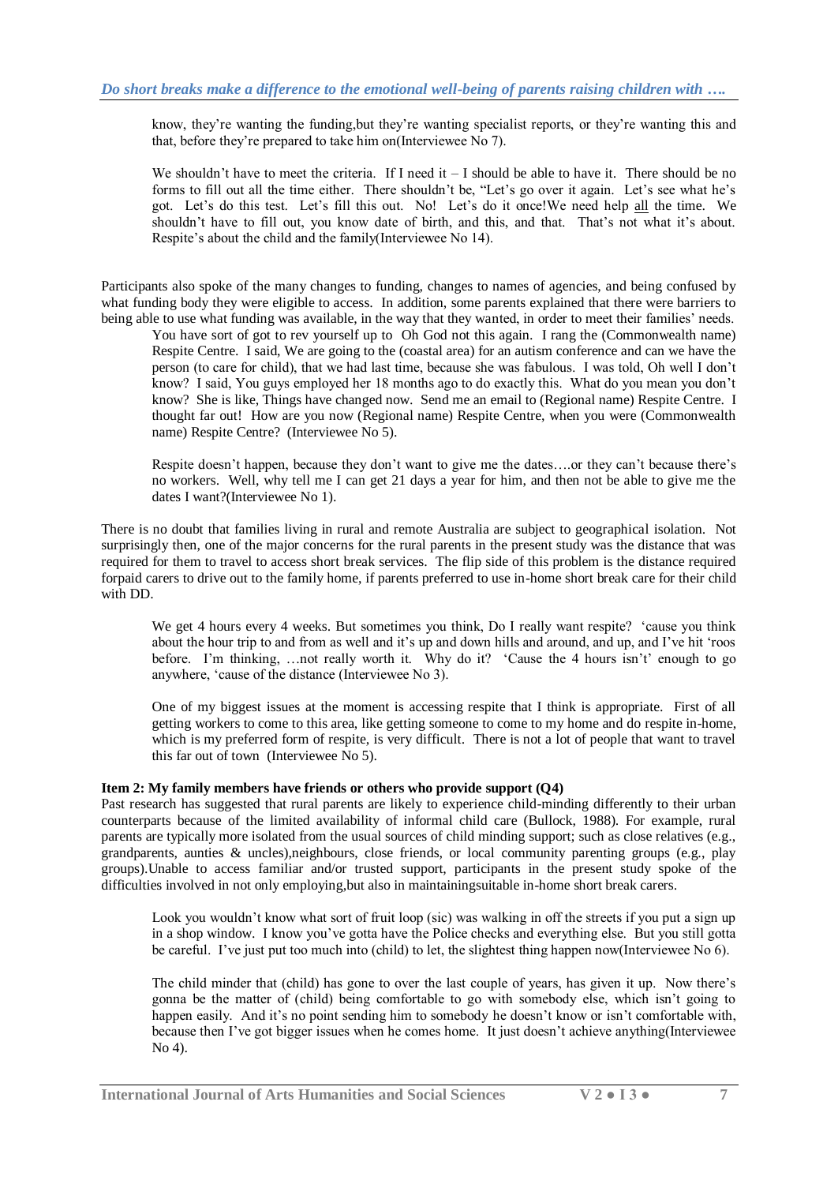> know, they're wanting the funding,but they're wanting specialist reports, or they're wanting this and that, before they're prepared to take him on(Interviewee No 7).

> We shouldn't have to meet the criteria. If I need it – I should be able to have it. There should be no forms to fill out all the time either. There shouldn't be, "Let's go over it again. Let's see what he's got. Let's do this test. Let's fill this out. No! Let's do it once!We need help <u>all</u> the time. We shouldn't have to fill out, you know date of birth, and this, and that. That's not what it's about. Respite's about the child and the family(Interviewee No 14).

Participants also spoke of the many changes to funding, changes to names of agencies, and being confused by what funding body they were eligible to access. In addition, some parents explained that there were barriers to being able to use what funding was available, in the way that they wanted, in order to meet their families' needs.

> You have sort of got to rev yourself up to Oh God not this again. I rang the (Commonwealth name) Respite Centre. I said, We are going to the (coastal area) for an autism conference and can we have the person (to care for child), that we had last time, because she was fabulous. I was told, Oh well I don't know? I said, You guys employed her 18 months ago to do exactly this. What do you mean you don't know? She is like, Things have changed now. Send me an email to (Regional name) Respite Centre. I thought far out! How are you now (Regional name) Respite Centre, when you were (Commonwealth name) Respite Centre? (Interviewee No 5).

> Respite doesn't happen, because they don't want to give me the dates….or they can't because there's no workers. Well, why tell me I can get 21 days a year for him, and then not be able to give me the dates I want?(Interviewee No 1).

There is no doubt that families living in rural and remote Australia are subject to geographical isolation. Not surprisingly then, one of the major concerns for the rural parents in the present study was the distance that was required for them to travel to access short break services. The flip side of this problem is the distance required forpaid carers to drive out to the family home, if parents preferred to use in-home short break care for their child with DD.

> We get 4 hours every 4 weeks. But sometimes you think, Do I really want respite? 'cause you think about the hour trip to and from as well and it's up and down hills and around, and up, and I've hit 'roos before. I'm thinking, …not really worth it. Why do it? 'Cause the 4 hours isn't' enough to go anywhere, 'cause of the distance (Interviewee No 3).

> One of my biggest issues at the moment is accessing respite that I think is appropriate. First of all getting workers to come to this area, like getting someone to come to my home and do respite in-home, which is my preferred form of respite, is very difficult. There is not a lot of people that want to travel this far out of town (Interviewee No 5).

**Item 2: My family members have friends or others who provide support (Q4)**

Past research has suggested that rural parents are likely to experience child-minding differently to their urban counterparts because of the limited availability of informal child care (Bullock, 1988). For example, rural parents are typically more isolated from the usual sources of child minding support; such as close relatives (e.g., grandparents, aunties & uncles),neighbours, close friends, or local community parenting groups (e.g., play groups).Unable to access familiar and/or trusted support, participants in the present study spoke of the difficulties involved in not only employing,but also in maintainingsuitable in-home short break carers.

> Look you wouldn't know what sort of fruit loop (sic) was walking in off the streets if you put a sign up in a shop window. I know you've gotta have the Police checks and everything else. But you still gotta be careful. I've just put too much into (child) to let, the slightest thing happen now(Interviewee No 6).

> The child minder that (child) has gone to over the last couple of years, has given it up. Now there's gonna be the matter of (child) being comfortable to go with somebody else, which isn't going to happen easily. And it's no point sending him to somebody he doesn't know or isn't comfortable with, because then I've got bigger issues when he comes home. It just doesn't achieve anything(Interviewee No 4).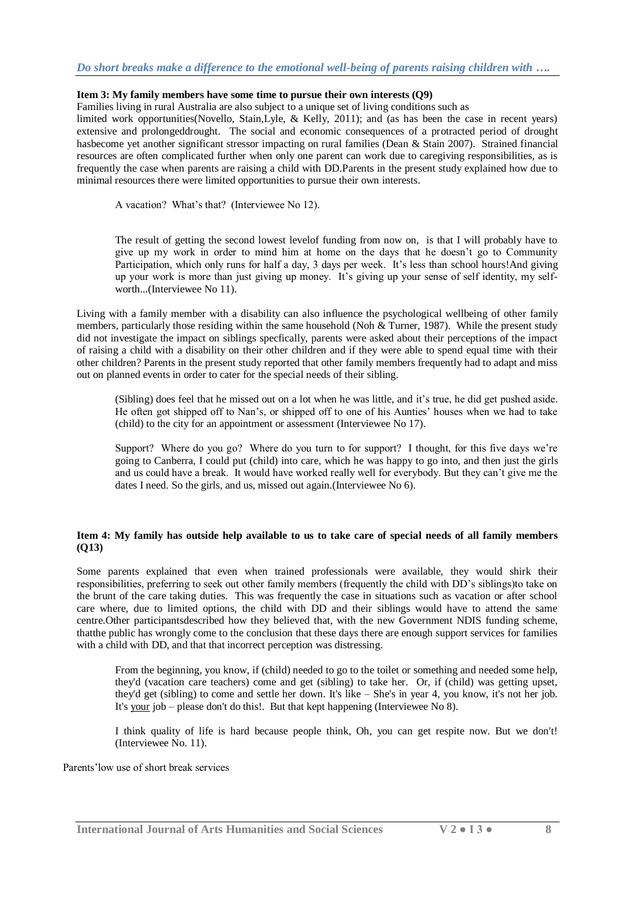**Item 3: My family members have some time to pursue their own interests (Q9)**

Families living in rural Australia are also subject to a unique set of living conditions such as limited work opportunities(Novello, Stain,Lyle, & Kelly, 2011); and (as has been the case in recent years) extensive and prolongeddrought. The social and economic consequences of a protracted period of drought hasbecome yet another significant stressor impacting on rural families (Dean & Stain 2007). Strained financial resources are often complicated further when only one parent can work due to caregiving responsibilities, as is frequently the case when parents are raising a child with DD.Parents in the present study explained how due to minimal resources there were limited opportunities to pursue their own interests.

> A vacation? What's that? (Interviewee No 12).

> The result of getting the second lowest levelof funding from now on, is that I will probably have to give up my work in order to mind him at home on the days that he doesn't go to Community Participation, which only runs for half a day, 3 days per week. It's less than school hours!And giving up your work is more than just giving up money. It's giving up your sense of self identity, my self-worth...(Interviewee No 11).

Living with a family member with a disability can also influence the psychological wellbeing of other family members, particularly those residing within the same household (Noh & Turner, 1987). While the present study did not investigate the impact on siblings specfically, parents were asked about their perceptions of the impact of raising a child with a disability on their other children and if they were able to spend equal time with their other children? Parents in the present study reported that other family members frequently had to adapt and miss out on planned events in order to cater for the special needs of their sibling.

> (Sibling) does feel that he missed out on a lot when he was little, and it's true, he did get pushed aside. He often got shipped off to Nan's, or shipped off to one of his Aunties' houses when we had to take (child) to the city for an appointment or assessment (Interviewee No 17).

> Support? Where do you go? Where do you turn to for support? I thought, for this five days we're going to Canberra, I could put (child) into care, which he was happy to go into, and then just the girls and us could have a break. It would have worked really well for everybody. But they can't give me the dates I need. So the girls, and us, missed out again.(Interviewee No 6).

**Item 4: My family has outside help available to us to take care of special needs of all family members (Q13)**

Some parents explained that even when trained professionals were available, they would shirk their responsibilities, preferring to seek out other family members (frequently the child with DD's siblings)to take on the brunt of the care taking duties. This was frequently the case in situations such as vacation or after school care where, due to limited options, the child with DD and their siblings would have to attend the same centre.Other participantsdescribed how they believed that, with the new Government NDIS funding scheme, thatthe public has wrongly come to the conclusion that these days there are enough support services for families with a child with DD, and that that incorrect perception was distressing.

> From the beginning, you know, if (child) needed to go to the toilet or something and needed some help, they'd (vacation care teachers) come and get (sibling) to take her. Or, if (child) was getting upset, they'd get (sibling) to come and settle her down. It's like – She's in year 4, you know, it's not her job. It's <u>your</u> job – please don't do this!. But that kept happening (Interviewee No 8).

> I think quality of life is hard because people think, Oh, you can get respite now. But we don't! (Interviewee No. 11).

Parents'low use of short break services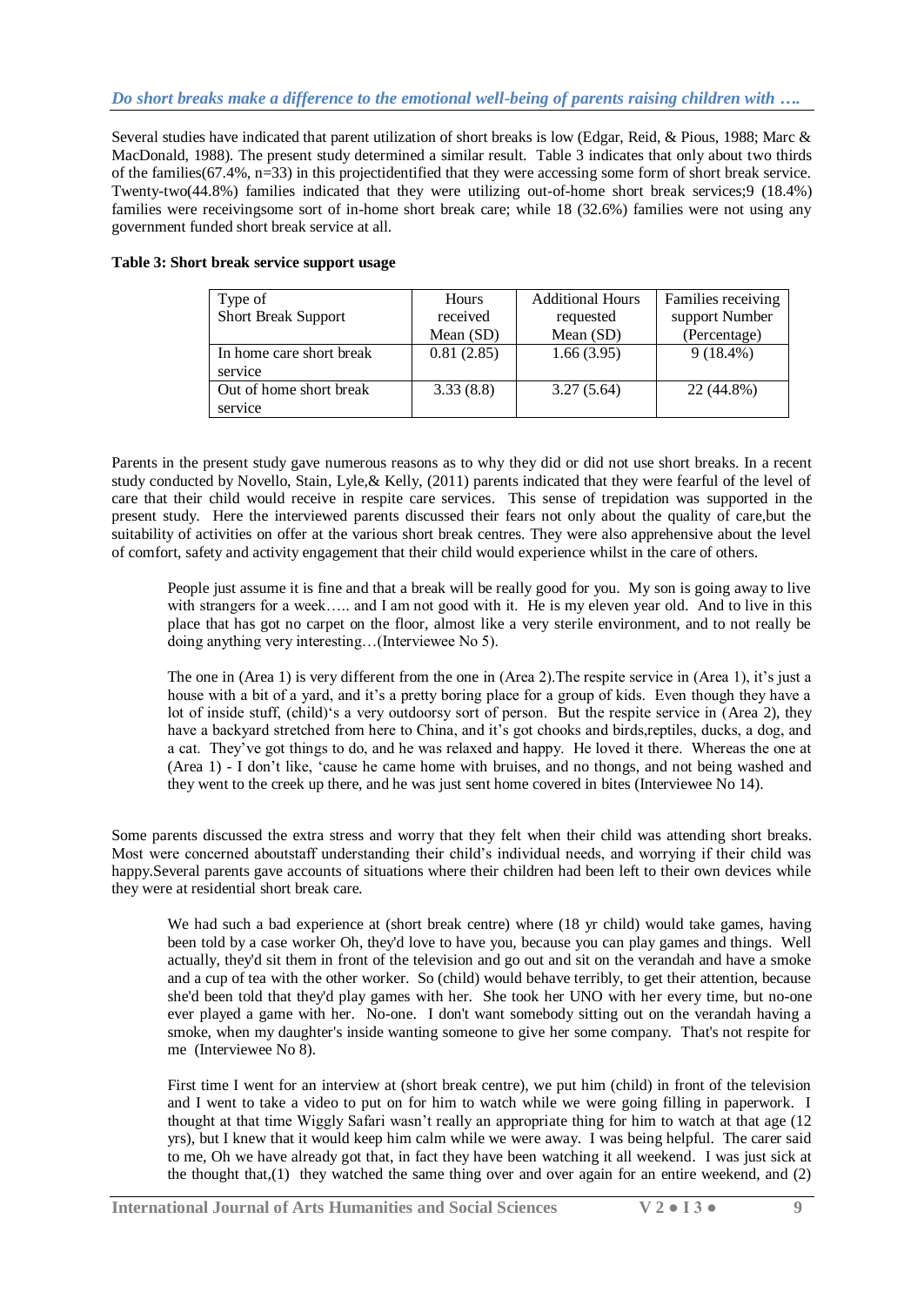Several studies have indicated that parent utilization of short breaks is low (Edgar, Reid, & Pious, 1988; Marc & MacDonald, 1988). The present study determined a similar result. Table 3 indicates that only about two thirds of the families(67.4%, n=33) in this projectidentified that they were accessing some form of short break service. Twenty-two(44.8%) families indicated that they were utilizing out-of-home short break services;9 (18.4%) families were receivingsome sort of in-home short break care; while 18 (32.6%) families were not using any government funded short break service at all.

**Table 3: Short break service support usage**

| Type of Short Break Support | Hours received Mean (SD) | Additional Hours requested Mean (SD) | Families receiving support Number (Percentage) |
|---|---|---|---|
| In home care short break service | 0.81 (2.85) | 1.66 (3.95) | 9 (18.4%) |
| Out of home short break service | 3.33 (8.8) | 3.27 (5.64) | 22 (44.8%) |

Parents in the present study gave numerous reasons as to why they did or did not use short breaks. In a recent study conducted by Novello, Stain, Lyle,& Kelly, (2011) parents indicated that they were fearful of the level of care that their child would receive in respite care services. This sense of trepidation was supported in the present study. Here the interviewed parents discussed their fears not only about the quality of care,but the suitability of activities on offer at the various short break centres. They were also apprehensive about the level of comfort, safety and activity engagement that their child would experience whilst in the care of others.

> People just assume it is fine and that a break will be really good for you. My son is going away to live with strangers for a week….. and I am not good with it. He is my eleven year old. And to live in this place that has got no carpet on the floor, almost like a very sterile environment, and to not really be doing anything very interesting…(Interviewee No 5).

> The one in (Area 1) is very different from the one in (Area 2).The respite service in (Area 1), it's just a house with a bit of a yard, and it's a pretty boring place for a group of kids. Even though they have a lot of inside stuff, (child)'s a very outdoorsy sort of person. But the respite service in (Area 2), they have a backyard stretched from here to China, and it's got chooks and birds,reptiles, ducks, a dog, and a cat. They've got things to do, and he was relaxed and happy. He loved it there. Whereas the one at (Area 1) - I don't like, 'cause he came home with bruises, and no thongs, and not being washed and they went to the creek up there, and he was just sent home covered in bites (Interviewee No 14).

Some parents discussed the extra stress and worry that they felt when their child was attending short breaks. Most were concerned aboutstaff understanding their child's individual needs, and worrying if their child was happy.Several parents gave accounts of situations where their children had been left to their own devices while they were at residential short break care.

> We had such a bad experience at (short break centre) where (18 yr child) would take games, having been told by a case worker Oh, they'd love to have you, because you can play games and things. Well actually, they'd sit them in front of the television and go out and sit on the verandah and have a smoke and a cup of tea with the other worker. So (child) would behave terribly, to get their attention, because she'd been told that they'd play games with her. She took her UNO with her every time, but no-one ever played a game with her. No-one. I don't want somebody sitting out on the verandah having a smoke, when my daughter's inside wanting someone to give her some company. That's not respite for me (Interviewee No 8).

> First time I went for an interview at (short break centre), we put him (child) in front of the television and I went to take a video to put on for him to watch while we were going filling in paperwork. I thought at that time Wiggly Safari wasn't really an appropriate thing for him to watch at that age (12 yrs), but I knew that it would keep him calm while we were away. I was being helpful. The carer said to me, Oh we have already got that, in fact they have been watching it all weekend. I was just sick at the thought that,(1) they watched the same thing over and over again for an entire weekend, and (2)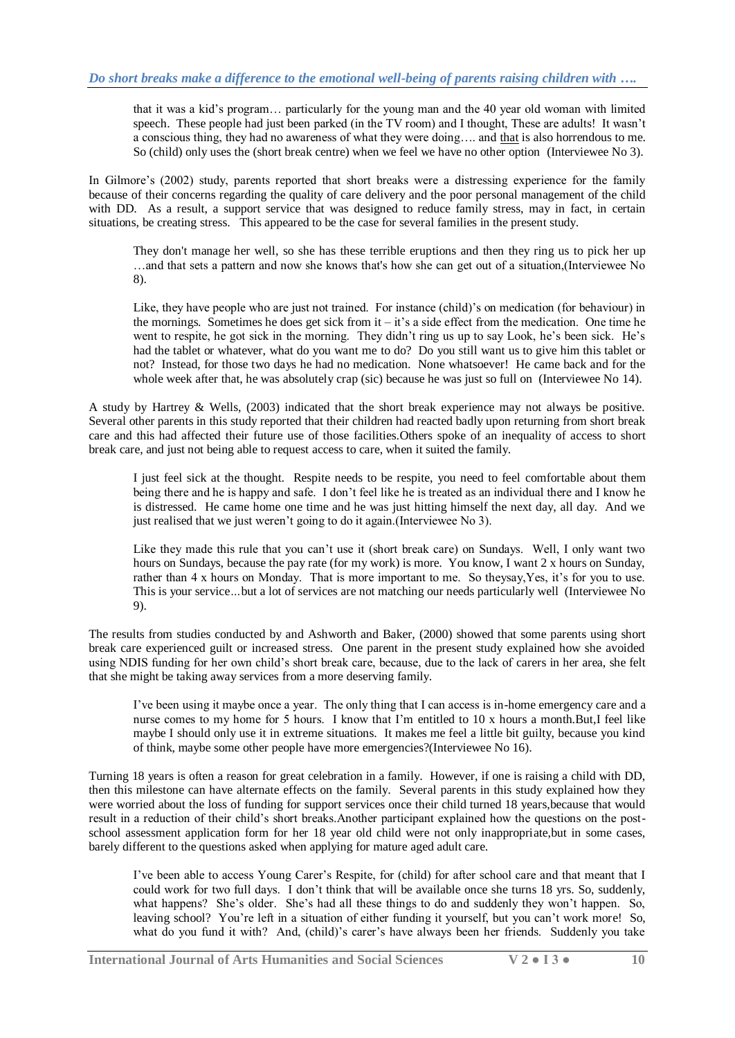that it was a kid's program… particularly for the young man and the 40 year old woman with limited speech. These people had just been parked (in the TV room) and I thought, These are adults! It wasn't a conscious thing, they had no awareness of what they were doing…. and that is also horrendous to me. So (child) only uses the (short break centre) when we feel we have no other option (Interviewee No 3).

In Gilmore's (2002) study, parents reported that short breaks were a distressing experience for the family because of their concerns regarding the quality of care delivery and the poor personal management of the child with DD. As a result, a support service that was designed to reduce family stress, may in fact, in certain situations, be creating stress. This appeared to be the case for several families in the present study.

> They don't manage her well, so she has these terrible eruptions and then they ring us to pick her up …and that sets a pattern and now she knows that's how she can get out of a situation,(Interviewee No 8).

> Like, they have people who are just not trained. For instance (child)'s on medication (for behaviour) in the mornings. Sometimes he does get sick from it – it's a side effect from the medication. One time he went to respite, he got sick in the morning. They didn't ring us up to say Look, he's been sick. He's had the tablet or whatever, what do you want me to do? Do you still want us to give him this tablet or not? Instead, for those two days he had no medication. None whatsoever! He came back and for the whole week after that, he was absolutely crap (sic) because he was just so full on (Interviewee No 14).

A study by Hartrey & Wells, (2003) indicated that the short break experience may not always be positive. Several other parents in this study reported that their children had reacted badly upon returning from short break care and this had affected their future use of those facilities.Others spoke of an inequality of access to short break care, and just not being able to request access to care, when it suited the family.

> I just feel sick at the thought. Respite needs to be respite, you need to feel comfortable about them being there and he is happy and safe. I don't feel like he is treated as an individual there and I know he is distressed. He came home one time and he was just hitting himself the next day, all day. And we just realised that we just weren't going to do it again.(Interviewee No 3).

> Like they made this rule that you can't use it (short break care) on Sundays. Well, I only want two hours on Sundays, because the pay rate (for my work) is more. You know, I want 2 x hours on Sunday, rather than 4 x hours on Monday. That is more important to me. So theysay,Yes, it's for you to use. This is your service...but a lot of services are not matching our needs particularly well (Interviewee No 9).

The results from studies conducted by and Ashworth and Baker, (2000) showed that some parents using short break care experienced guilt or increased stress. One parent in the present study explained how she avoided using NDIS funding for her own child's short break care, because, due to the lack of carers in her area, she felt that she might be taking away services from a more deserving family.

> I've been using it maybe once a year. The only thing that I can access is in-home emergency care and a nurse comes to my home for 5 hours. I know that I'm entitled to 10 x hours a month.But,I feel like maybe I should only use it in extreme situations. It makes me feel a little bit guilty, because you kind of think, maybe some other people have more emergencies?(Interviewee No 16).

Turning 18 years is often a reason for great celebration in a family. However, if one is raising a child with DD, then this milestone can have alternate effects on the family. Several parents in this study explained how they were worried about the loss of funding for support services once their child turned 18 years,because that would result in a reduction of their child's short breaks.Another participant explained how the questions on the post-school assessment application form for her 18 year old child were not only inappropriate,but in some cases, barely different to the questions asked when applying for mature aged adult care.

> I've been able to access Young Carer's Respite, for (child) for after school care and that meant that I could work for two full days. I don't think that will be available once she turns 18 yrs. So, suddenly, what happens? She's older. She's had all these things to do and suddenly they won't happen. So, leaving school? You're left in a situation of either funding it yourself, but you can't work more! So, what do you fund it with? And, (child)'s carer's have always been her friends. Suddenly you take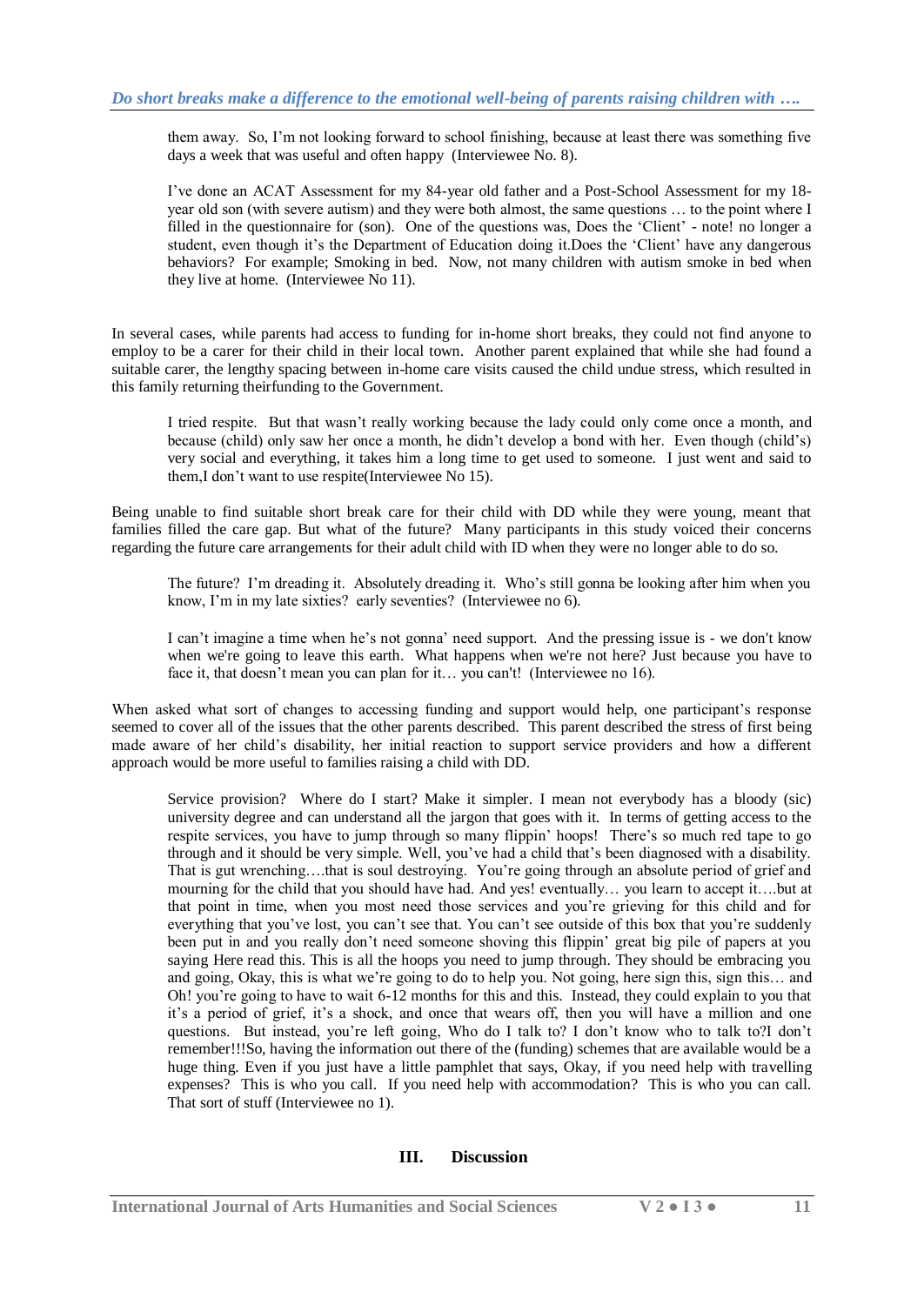them away. So, I'm not looking forward to school finishing, because at least there was something five days a week that was useful and often happy (Interviewee No. 8).

> I've done an ACAT Assessment for my 84-year old father and a Post-School Assessment for my 18-year old son (with severe autism) and they were both almost, the same questions … to the point where I filled in the questionnaire for (son). One of the questions was, Does the 'Client' - note! no longer a student, even though it's the Department of Education doing it.Does the 'Client' have any dangerous behaviors? For example; Smoking in bed. Now, not many children with autism smoke in bed when they live at home. (Interviewee No 11).

In several cases, while parents had access to funding for in-home short breaks, they could not find anyone to employ to be a carer for their child in their local town. Another parent explained that while she had found a suitable carer, the lengthy spacing between in-home care visits caused the child undue stress, which resulted in this family returning theirfunding to the Government.

> I tried respite. But that wasn't really working because the lady could only come once a month, and because (child) only saw her once a month, he didn't develop a bond with her. Even though (child's) very social and everything, it takes him a long time to get used to someone. I just went and said to them,I don't want to use respite(Interviewee No 15).

Being unable to find suitable short break care for their child with DD while they were young, meant that families filled the care gap. But what of the future? Many participants in this study voiced their concerns regarding the future care arrangements for their adult child with ID when they were no longer able to do so.

> The future? I'm dreading it. Absolutely dreading it. Who's still gonna be looking after him when you know, I'm in my late sixties? early seventies? (Interviewee no 6).

> I can't imagine a time when he's not gonna' need support. And the pressing issue is - we don't know when we're going to leave this earth. What happens when we're not here? Just because you have to face it, that doesn't mean you can plan for it… you can't! (Interviewee no 16).

When asked what sort of changes to accessing funding and support would help, one participant's response seemed to cover all of the issues that the other parents described. This parent described the stress of first being made aware of her child's disability, her initial reaction to support service providers and how a different approach would be more useful to families raising a child with DD.

> Service provision? Where do I start? Make it simpler. I mean not everybody has a bloody (sic) university degree and can understand all the jargon that goes with it. In terms of getting access to the respite services, you have to jump through so many flippin' hoops! There's so much red tape to go through and it should be very simple. Well, you've had a child that's been diagnosed with a disability. That is gut wrenching….that is soul destroying. You're going through an absolute period of grief and mourning for the child that you should have had. And yes! eventually… you learn to accept it….but at that point in time, when you most need those services and you're grieving for this child and for everything that you've lost, you can't see that. You can't see outside of this box that you're suddenly been put in and you really don't need someone shoving this flippin' great big pile of papers at you saying Here read this. This is all the hoops you need to jump through. They should be embracing you and going, Okay, this is what we're going to do to help you. Not going, here sign this, sign this… and Oh! you're going to have to wait 6-12 months for this and this. Instead, they could explain to you that it's a period of grief, it's a shock, and once that wears off, then you will have a million and one questions. But instead, you're left going, Who do I talk to? I don't know who to talk to?I don't remember!!!So, having the information out there of the (funding) schemes that are available would be a huge thing. Even if you just have a little pamphlet that says, Okay, if you need help with travelling expenses? This is who you call. If you need help with accommodation? This is who you can call. That sort of stuff (Interviewee no 1).

## III. Discussion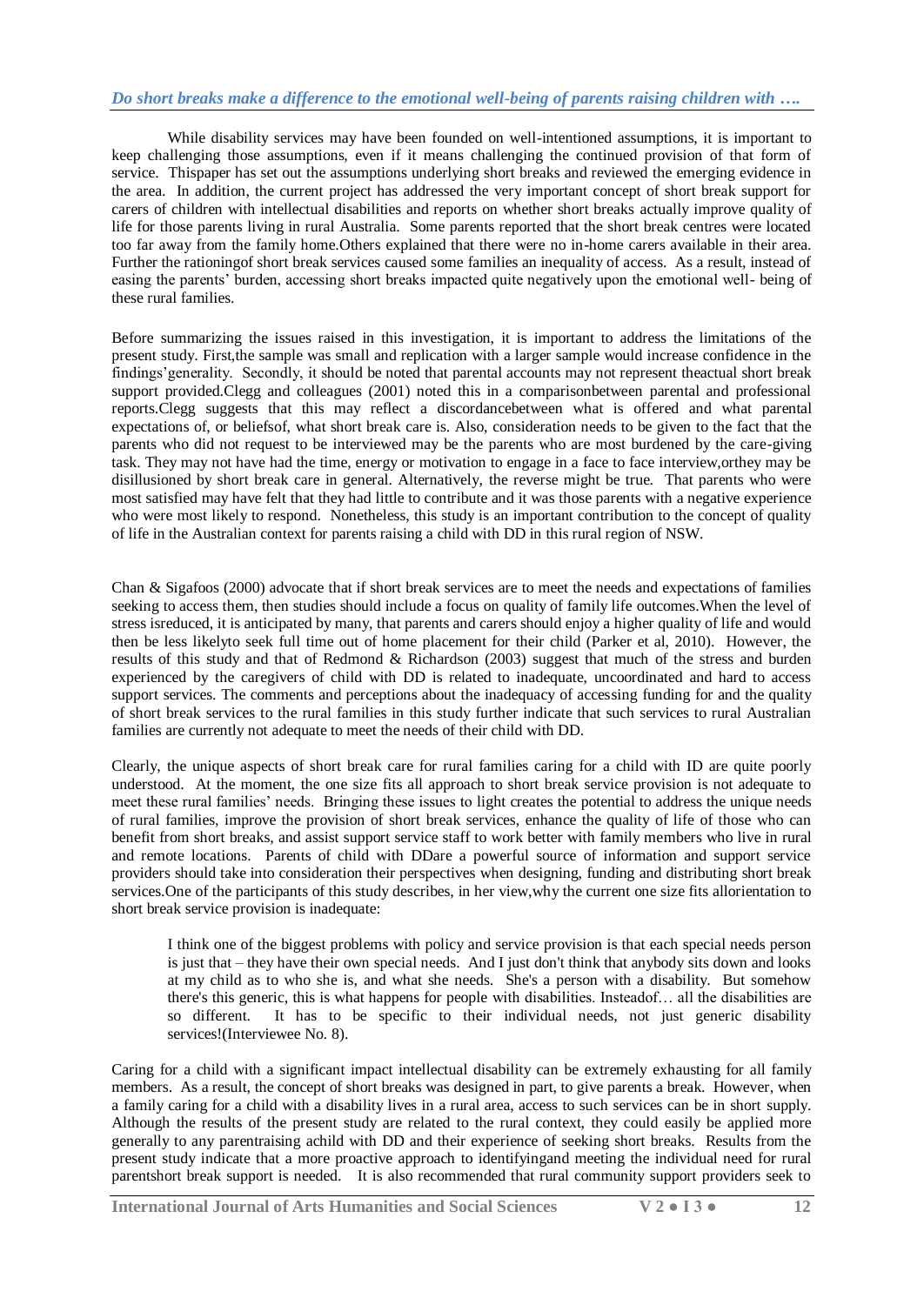While disability services may have been founded on well-intentioned assumptions, it is important to keep challenging those assumptions, even if it means challenging the continued provision of that form of service. Thispaper has set out the assumptions underlying short breaks and reviewed the emerging evidence in the area. In addition, the current project has addressed the very important concept of short break support for carers of children with intellectual disabilities and reports on whether short breaks actually improve quality of life for those parents living in rural Australia. Some parents reported that the short break centres were located too far away from the family home.Others explained that there were no in-home carers available in their area. Further the rationingof short break services caused some families an inequality of access. As a result, instead of easing the parents' burden, accessing short breaks impacted quite negatively upon the emotional well- being of these rural families.

Before summarizing the issues raised in this investigation, it is important to address the limitations of the present study. First,the sample was small and replication with a larger sample would increase confidence in the findings'generality. Secondly, it should be noted that parental accounts may not represent theactual short break support provided.Clegg and colleagues (2001) noted this in a comparisonbetween parental and professional reports.Clegg suggests that this may reflect a discordancebetween what is offered and what parental expectations of, or beliefsof, what short break care is. Also, consideration needs to be given to the fact that the parents who did not request to be interviewed may be the parents who are most burdened by the care-giving task. They may not have had the time, energy or motivation to engage in a face to face interview,orthey may be disillusioned by short break care in general. Alternatively, the reverse might be true. That parents who were most satisfied may have felt that they had little to contribute and it was those parents with a negative experience who were most likely to respond. Nonetheless, this study is an important contribution to the concept of quality of life in the Australian context for parents raising a child with DD in this rural region of NSW.

Chan & Sigafoos (2000) advocate that if short break services are to meet the needs and expectations of families seeking to access them, then studies should include a focus on quality of family life outcomes.When the level of stress isreduced, it is anticipated by many, that parents and carers should enjoy a higher quality of life and would then be less likelyto seek full time out of home placement for their child (Parker et al, 2010). However, the results of this study and that of Redmond & Richardson (2003) suggest that much of the stress and burden experienced by the caregivers of child with DD is related to inadequate, uncoordinated and hard to access support services. The comments and perceptions about the inadequacy of accessing funding for and the quality of short break services to the rural families in this study further indicate that such services to rural Australian families are currently not adequate to meet the needs of their child with DD.

Clearly, the unique aspects of short break care for rural families caring for a child with ID are quite poorly understood. At the moment, the one size fits all approach to short break service provision is not adequate to meet these rural families' needs. Bringing these issues to light creates the potential to address the unique needs of rural families, improve the provision of short break services, enhance the quality of life of those who can benefit from short breaks, and assist support service staff to work better with family members who live in rural and remote locations. Parents of child with DDare a powerful source of information and support service providers should take into consideration their perspectives when designing, funding and distributing short break services.One of the participants of this study describes, in her view,why the current one size fits allorientation to short break service provision is inadequate:

> I think one of the biggest problems with policy and service provision is that each special needs person is just that – they have their own special needs. And I just don't think that anybody sits down and looks at my child as to who she is, and what she needs. She's a person with a disability. But somehow there's this generic, this is what happens for people with disabilities. Insteadof… all the disabilities are so different. It has to be specific to their individual needs, not just generic disability services!(Interviewee No. 8).

Caring for a child with a significant impact intellectual disability can be extremely exhausting for all family members. As a result, the concept of short breaks was designed in part, to give parents a break. However, when a family caring for a child with a disability lives in a rural area, access to such services can be in short supply. Although the results of the present study are related to the rural context, they could easily be applied more generally to any parentraising achild with DD and their experience of seeking short breaks. Results from the present study indicate that a more proactive approach to identifyingand meeting the individual need for rural parentshort break support is needed. It is also recommended that rural community support providers seek to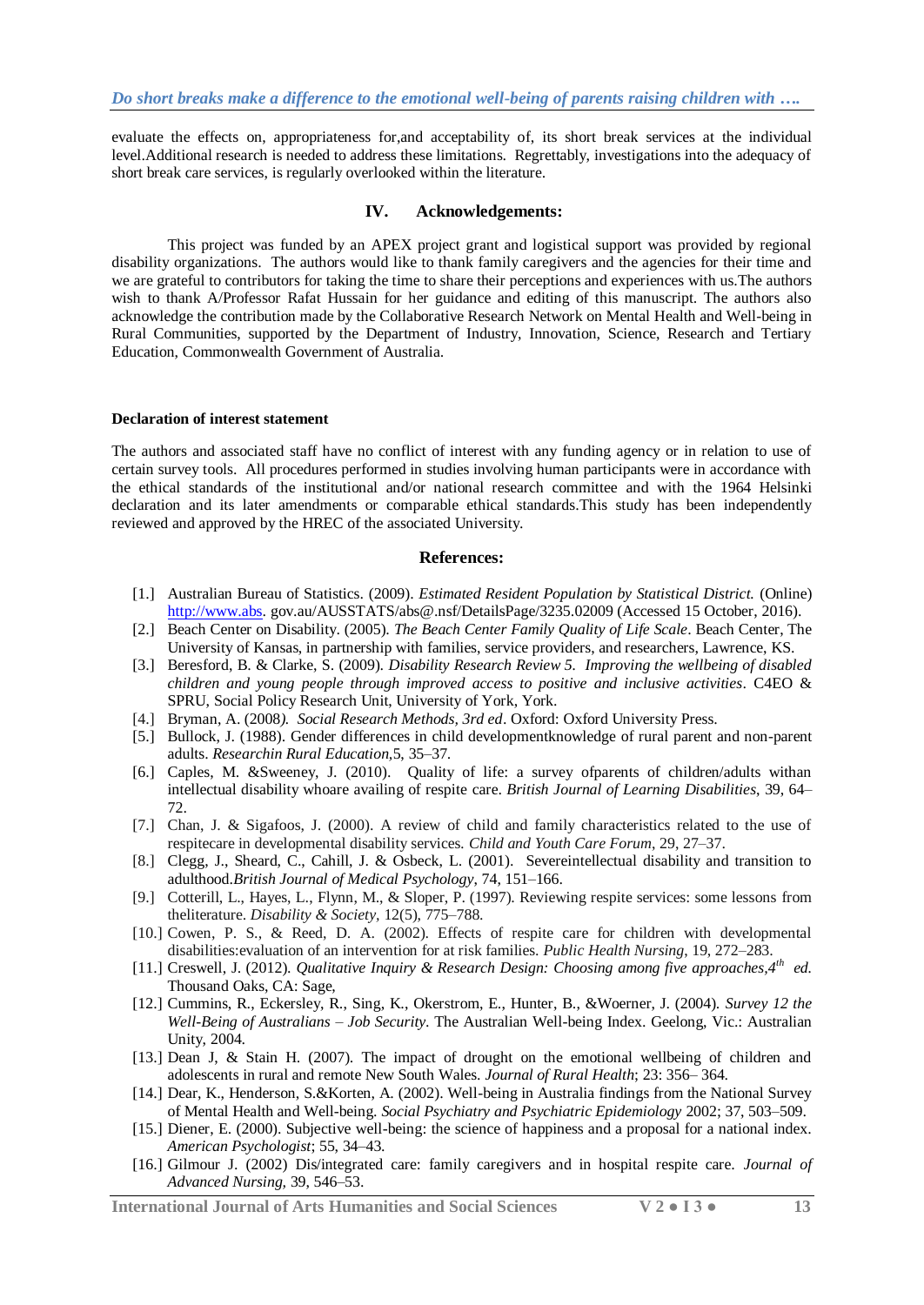evaluate the effects on, appropriateness for,and acceptability of, its short break services at the individual level.Additional research is needed to address these limitations. Regrettably, investigations into the adequacy of short break care services, is regularly overlooked within the literature.

## IV. Acknowledgements:

This project was funded by an APEX project grant and logistical support was provided by regional disability organizations. The authors would like to thank family caregivers and the agencies for their time and we are grateful to contributors for taking the time to share their perceptions and experiences with us.The authors wish to thank A/Professor Rafat Hussain for her guidance and editing of this manuscript. The authors also acknowledge the contribution made by the Collaborative Research Network on Mental Health and Well-being in Rural Communities, supported by the Department of Industry, Innovation, Science, Research and Tertiary Education, Commonwealth Government of Australia.

**Declaration of interest statement**

The authors and associated staff have no conflict of interest with any funding agency or in relation to use of certain survey tools. All procedures performed in studies involving human participants were in accordance with the ethical standards of the institutional and/or national research committee and with the 1964 Helsinki declaration and its later amendments or comparable ethical standards.This study has been independently reviewed and approved by the HREC of the associated University.

## References:

[1.] Australian Bureau of Statistics. (2009). *Estimated Resident Population by Statistical District.* (Online) http://www.abs. gov.au/AUSSTATS/abs@.nsf/DetailsPage/3235.02009 (Accessed 15 October, 2016).

[2.] Beach Center on Disability. (2005). *The Beach Center Family Quality of Life Scale*. Beach Center, The University of Kansas, in partnership with families, service providers, and researchers, Lawrence, KS.

[3.] Beresford, B. & Clarke, S. (2009). *Disability Research Review 5. Improving the wellbeing of disabled children and young people through improved access to positive and inclusive activities*. C4EO & SPRU, Social Policy Research Unit, University of York, York.

[4.] Bryman, A. (2008*). Social Research Methods, 3rd ed*. Oxford: Oxford University Press.

[5.] Bullock, J. (1988). Gender differences in child developmentknowledge of rural parent and non-parent adults. *Researchin Rural Education,*5, 35–37.

[6.] Caples, M. &Sweeney, J. (2010). Quality of life: a survey ofparents of children/adults withan intellectual disability whoare availing of respite care. *British Journal of Learning Disabilities*, 39, 64–72.

[7.] Chan, J. & Sigafoos, J. (2000). A review of child and family characteristics related to the use of respitecare in developmental disability services. *Child and Youth Care Forum*, 29, 27–37.

[8.] Clegg, J., Sheard, C., Cahill, J. & Osbeck, L. (2001). Severeintellectual disability and transition to adulthood.*British Journal of Medical Psychology,* 74, 151–166.

[9.] Cotterill, L., Hayes, L., Flynn, M., & Sloper, P. (1997). Reviewing respite services: some lessons from theliterature. *Disability & Society,* 12(5), 775–788.

[10.] Cowen, P. S., & Reed, D. A. (2002). Effects of respite care for children with developmental disabilities:evaluation of an intervention for at risk families. *Public Health Nursing*, 19, 272–283.

[11.] Creswell, J. (2012). *Qualitative Inquiry & Research Design: Choosing among five approaches,4th ed.* Thousand Oaks, CA: Sage,

[12.] Cummins, R., Eckersley, R., Sing, K., Okerstrom, E., Hunter, B., &Woerner, J. (2004). *Survey 12 the Well-Being of Australians – Job Security*. The Australian Well-being Index. Geelong, Vic.: Australian Unity, 2004.

[13.] Dean J, & Stain H. (2007). The impact of drought on the emotional wellbeing of children and adolescents in rural and remote New South Wales. *Journal of Rural Health*; 23: 356– 364.

[14.] Dear, K., Henderson, S.&Korten, A. (2002). Well-being in Australia findings from the National Survey of Mental Health and Well-being. *Social Psychiatry and Psychiatric Epidemiology* 2002; 37, 503–509.

[15.] Diener, E. (2000). Subjective well-being: the science of happiness and a proposal for a national index. *American Psychologist*; 55, 34–43.

[16.] Gilmour J. (2002) Dis/integrated care: family caregivers and in hospital respite care. *Journal of Advanced Nursing,* 39, 546–53.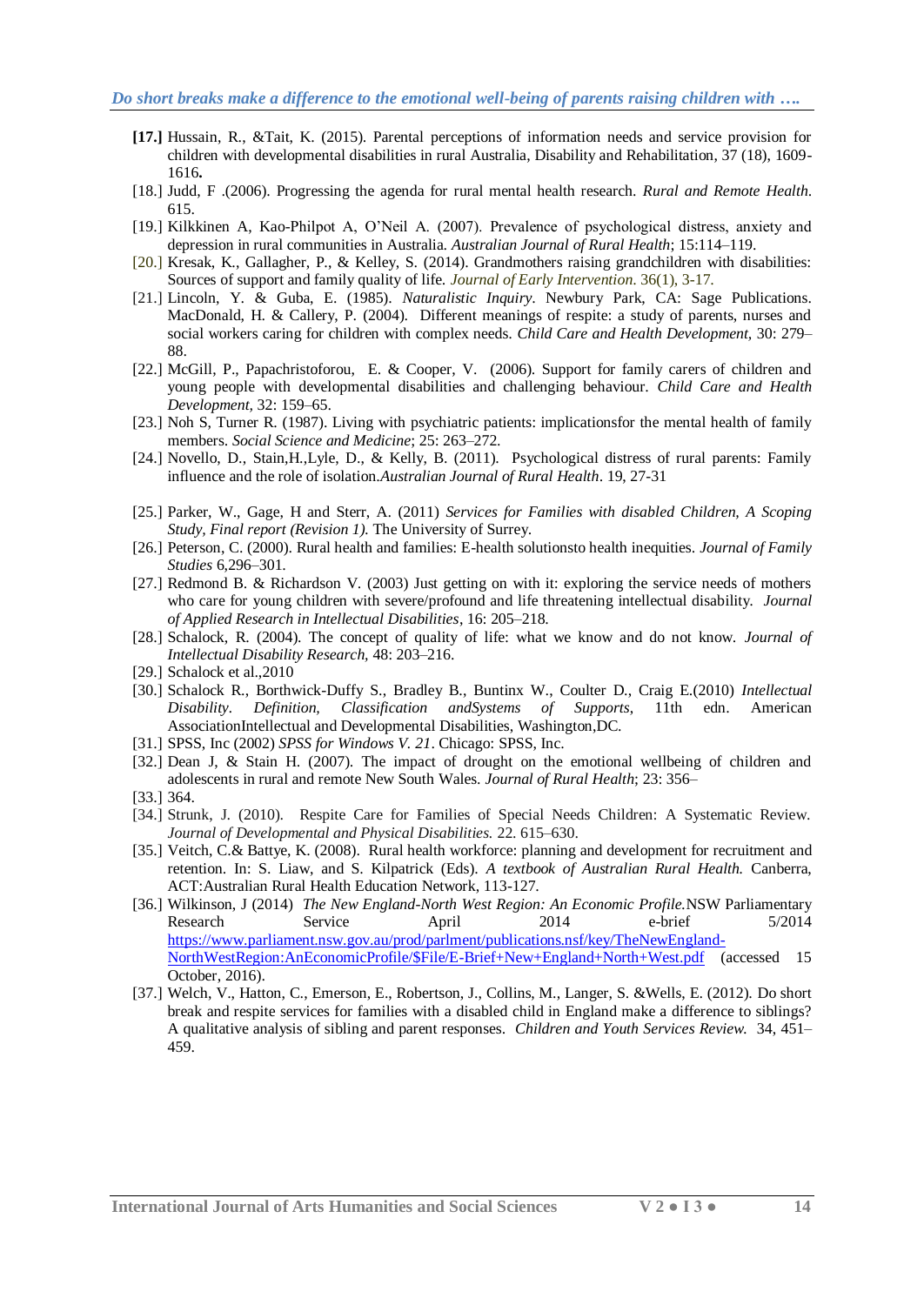**[17.]** Hussain, R., &Tait, K. (2015). Parental perceptions of information needs and service provision for children with developmental disabilities in rural Australia, Disability and Rehabilitation, 37 (18), 1609-1616**.**

[18.] Judd, F .(2006). Progressing the agenda for rural mental health research. *Rural and Remote Health.* 615.

[19.] Kilkkinen A, Kao-Philpot A, O'Neil A. (2007). Prevalence of psychological distress, anxiety and depression in rural communities in Australia. *Australian Journal of Rural Health*; 15:114–119.

[20.] Kresak, K., Gallagher, P., & Kelley, S. (2014). Grandmothers raising grandchildren with disabilities: Sources of support and family quality of life. *Journal of Early Intervention*. 36(1), 3-17.

[21.] Lincoln, Y. & Guba, E. (1985). *Naturalistic Inquiry*. Newbury Park, CA: Sage Publications. MacDonald, H. & Callery, P. (2004). Different meanings of respite: a study of parents, nurses and social workers caring for children with complex needs. *Child Care and Health Development,* 30: 279–88.

[22.] McGill, P., Papachristoforou, E. & Cooper, V. (2006). Support for family carers of children and young people with developmental disabilities and challenging behaviour. *Child Care and Health Development,* 32: 159–65.

[23.] Noh S, Turner R. (1987). Living with psychiatric patients: implicationsfor the mental health of family members. *Social Science and Medicine*; 25: 263–272.

[24.] Novello, D., Stain,H.,Lyle, D., & Kelly, B. (2011). Psychological distress of rural parents: Family influence and the role of isolation.*Australian Journal of Rural Health*. 19, 27-31

[25.] Parker, W., Gage, H and Sterr, A. (2011) *Services for Families with disabled Children, A Scoping Study, Final report (Revision 1).* The University of Surrey.

[26.] Peterson, C. (2000). Rural health and families: E-health solutionsto health inequities. *Journal of Family Studies* 6,296–301.

[27.] Redmond B. & Richardson V. (2003) Just getting on with it: exploring the service needs of mothers who care for young children with severe/profound and life threatening intellectual disability. *Journal of Applied Research in Intellectual Disabilities*, 16: 205–218.

[28.] Schalock, R. (2004). The concept of quality of life: what we know and do not know. *Journal of Intellectual Disability Research,* 48: 203–216.

[29.] Schalock et al.,2010

[30.] Schalock R., Borthwick-Duffy S., Bradley B., Buntinx W., Coulter D., Craig E.(2010) *Intellectual Disability. Definition, Classification andSystems of Supports*, 11th edn. American AssociationIntellectual and Developmental Disabilities, Washington,DC.

[31.] SPSS, Inc (2002) *SPSS for Windows V. 21*. Chicago: SPSS, Inc.

[32.] Dean J, & Stain H. (2007). The impact of drought on the emotional wellbeing of children and adolescents in rural and remote New South Wales. *Journal of Rural Health*; 23: 356–

[33.] 364.

[34.] Strunk, J. (2010). Respite Care for Families of Special Needs Children: A Systematic Review. *Journal of Developmental and Physical Disabilities.* 22. 615–630.

[35.] Veitch, C.& Battye, K. (2008). Rural health workforce: planning and development for recruitment and retention. In: S. Liaw, and S. Kilpatrick (Eds). *A textbook of Australian Rural Health.* Canberra, ACT:Australian Rural Health Education Network, 113-127.

[36.] Wilkinson, J (2014) *The New England-North West Region: An Economic Profile.*NSW Parliamentary Research Service April 2014 e-brief 5/2014 https://www.parliament.nsw.gov.au/prod/parlment/publications.nsf/key/TheNewEngland-NorthWestRegion:AnEconomicProfile/$File/E-Brief+New+England+North+West.pdf (accessed 15 October, 2016).

[37.] Welch, V., Hatton, C., Emerson, E., Robertson, J., Collins, M., Langer, S. &Wells, E. (2012). Do short break and respite services for families with a disabled child in England make a difference to siblings? A qualitative analysis of sibling and parent responses. *Children and Youth Services Review.* 34, 451–459.